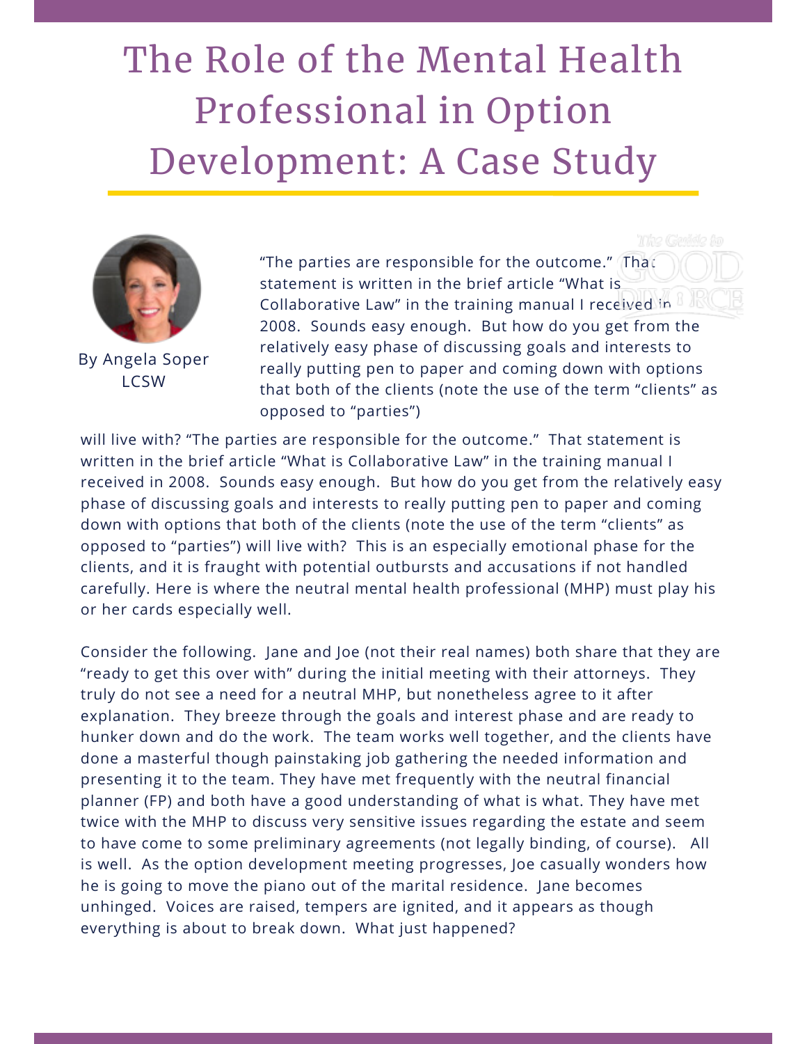# The Role of the Mental Health Professional in Option Development: A Case Study

By Angela Soper LCSW

"The parties are responsible for the outcome." That statement is written in the brief article "What is Collaborative Law" in the training manual I received in 2008. Sounds easy enough. But how do you get from the relatively easy phase of discussing goals and interests to really putting pen to paper and coming down with options that both of the clients (note the use of the term "clients" as opposed to "parties")

will live with? "The parties are responsible for the outcome." That statement is written in the brief article "What is Collaborative Law" in the training manual I received in 2008. Sounds easy enough. But how do you get from the relatively easy phase of discussing goals and interests to really putting pen to paper and coming down with options that both of the clients (note the use of the term "clients" as opposed to "parties") will live with? This is an especially emotional phase for the clients, and it is fraught with potential outbursts and accusations if not handled carefully. Here is where the neutral mental health professional (MHP) must play his or her cards especially well.

Consider the following. Jane and Joe (not their real names) both share that they are "ready to get this over with" during the initial meeting with their attorneys. They truly do not see a need for a neutral MHP, but nonetheless agree to it after explanation. They breeze through the goals and interest phase and are ready to hunker down and do the work. The team works well together, and the clients have done a masterful though painstaking job gathering the needed information and presenting it to the team. They have met frequently with the neutral financial planner (FP) and both have a good understanding of what is what. They have met twice with the MHP to discuss very sensitive issues regarding the estate and seem to have come to some preliminary agreements (not legally binding, of course). All is well. As the option development meeting progresses, Joe casually wonders how he is going to move the piano out of the marital residence. Jane becomes unhinged. Voices are raised, tempers are ignited, and it appears as though everything is about to break down. What just happened?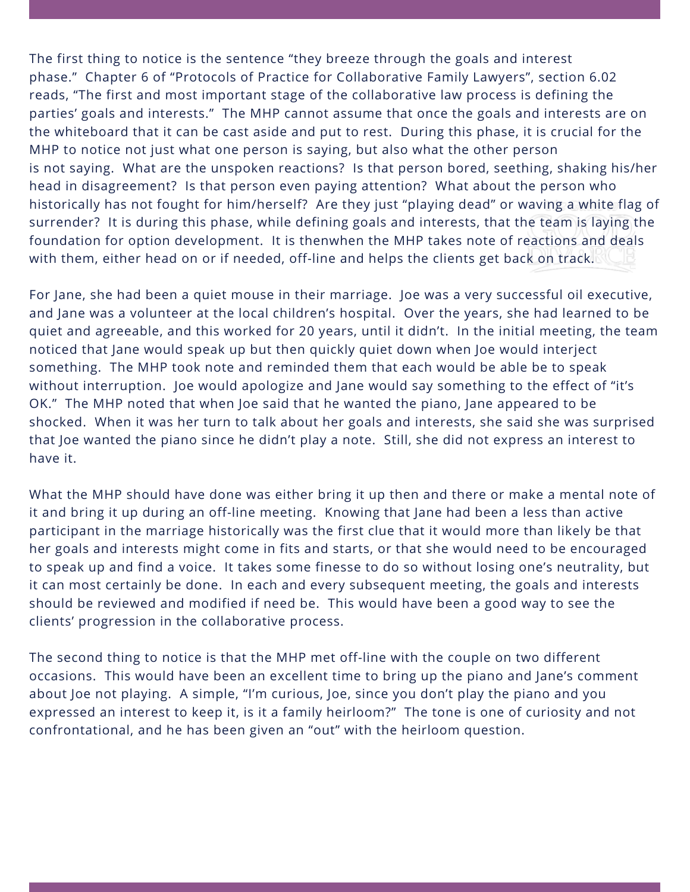The first thing to notice is the sentence "they breeze through the goals and interest phase." Chapter 6 of "Protocols of Practice for Collaborative Family Lawyers", section 6.02 reads, "The first and most important stage of the collaborative law process is defining the parties' goals and interests." The MHP cannot assume that once the goals and interests are on the whiteboard that it can be cast aside and put to rest. During this phase, it is crucial for the MHP to notice not just what one person is saying, but also what the other person is not saying. What are the unspoken reactions? Is that person bored, seething, shaking his/her head in disagreement? Is that person even paying attention? What about the person who historically has not fought for him/herself? Are they just "playing dead" or waving a white flag of surrender? It is during this phase, while defining goals and interests, that the team is laying the foundation for option development. It is thenwhen the MHP takes note of reactions and deals with them, either head on or if needed, off-line and helps the clients get back on track.

For Jane, she had been a quiet mouse in their marriage. Joe was a very successful oil executive, and Jane was a volunteer at the local children's hospital. Over the years, she had learned to be quiet and agreeable, and this worked for 20 years, until it didn't. In the initial meeting, the team noticed that Jane would speak up but then quickly quiet down when Joe would interject something. The MHP took note and reminded them that each would be able be to speak without interruption. Joe would apologize and Jane would say something to the effect of "it's OK." The MHP noted that when Joe said that he wanted the piano, Jane appeared to be shocked. When it was her turn to talk about her goals and interests, she said she was surprised that Joe wanted the piano since he didn't play a note. Still, she did not express an interest to have it.

What the MHP should have done was either bring it up then and there or make a mental note of it and bring it up during an off-line meeting. Knowing that Jane had been a less than active participant in the marriage historically was the first clue that it would more than likely be that her goals and interests might come in fits and starts, or that she would need to be encouraged to speak up and find a voice. It takes some finesse to do so without losing one's neutrality, but it can most certainly be done. In each and every subsequent meeting, the goals and interests should be reviewed and modified if need be. This would have been a good way to see the clients' progression in the collaborative process.

The second thing to notice is that the MHP met off-line with the couple on two different occasions. This would have been an excellent time to bring up the piano and Jane's comment about Joe not playing. A simple, "I'm curious, Joe, since you don't play the piano and you expressed an interest to keep it, is it a family heirloom?" The tone is one of curiosity and not confrontational, and he has been given an "out" with the heirloom question.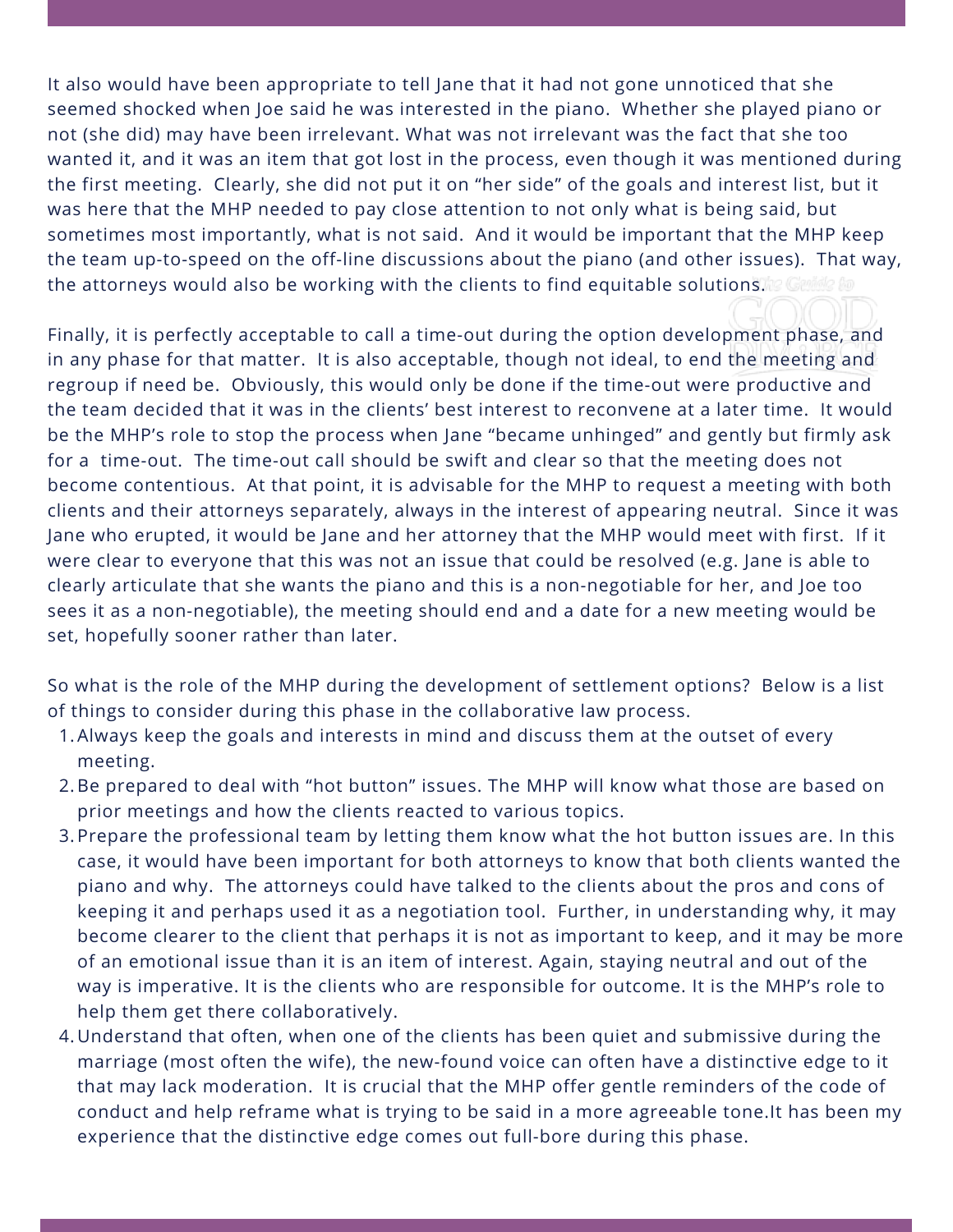It also would have been appropriate to tell Jane that it had not gone unnoticed that she seemed shocked when Joe said he was interested in the piano. Whether she played piano or not (she did) may have been irrelevant. What was not irrelevant was the fact that she too wanted it, and it was an item that got lost in the process, even though it was mentioned during the first meeting. Clearly, she did not put it on "her side" of the goals and interest list, but it was here that the MHP needed to pay close attention to not only what is being said, but sometimes most importantly, what is not said. And it would be important that the MHP keep the team up-to-speed on the off-line discussions about the piano (and other issues). That way, the attorneys would also be working with the clients to find equitable solutions.

Finally, it is perfectly acceptable to call a time-out during the option development phase, and in any phase for that matter. It is also acceptable, though not ideal, to end the meeting and regroup if need be. Obviously, this would only be done if the time-out were productive and the team decided that it was in the clients' best interest to reconvene at a later time. It would be the MHP's role to stop the process when Jane "became unhinged" and gently but firmly ask for a time-out. The time-out call should be swift and clear so that the meeting does not become contentious. At that point, it is advisable for the MHP to request a meeting with both clients and their attorneys separately, always in the interest of appearing neutral. Since it was Jane who erupted, it would be Jane and her attorney that the MHP would meet with first. If it were clear to everyone that this was not an issue that could be resolved (e.g. Jane is able to clearly articulate that she wants the piano and this is a non-negotiable for her, and Joe too sees it as a non-negotiable), the meeting should end and a date for a new meeting would be set, hopefully sooner rather than later.

So what is the role of the MHP during the development of settlement options? Below is a list of things to consider during this phase in the collaborative law process.

1. Always keep the goals and interests in mind and discuss them at the outset of every meeting.
2. Be prepared to deal with "hot button" issues. The MHP will know what those are based on prior meetings and how the clients reacted to various topics.
3. Prepare the professional team by letting them know what the hot button issues are. In this case, it would have been important for both attorneys to know that both clients wanted the piano and why. The attorneys could have talked to the clients about the pros and cons of keeping it and perhaps used it as a negotiation tool. Further, in understanding why, it may become clearer to the client that perhaps it is not as important to keep, and it may be more of an emotional issue than it is an item of interest. Again, staying neutral and out of the way is imperative. It is the clients who are responsible for outcome. It is the MHP's role to help them get there collaboratively.
4. Understand that often, when one of the clients has been quiet and submissive during the marriage (most often the wife), the new-found voice can often have a distinctive edge to it that may lack moderation. It is crucial that the MHP offer gentle reminders of the code of conduct and help reframe what is trying to be said in a more agreeable tone.It has been my experience that the distinctive edge comes out full-bore during this phase.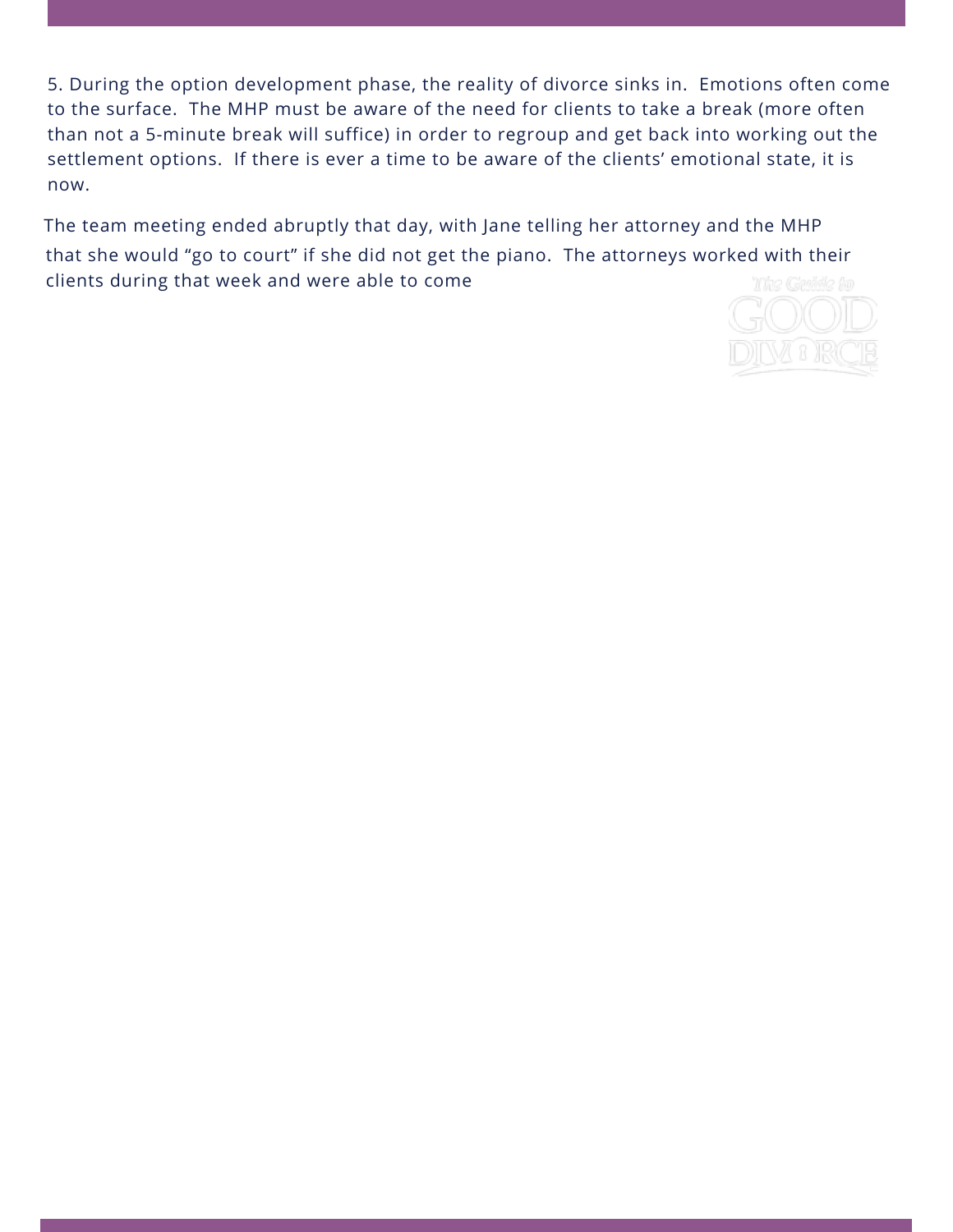5. During the option development phase, the reality of divorce sinks in. Emotions often come to the surface. The MHP must be aware of the need for clients to take a break (more often than not a 5-minute break will suffice) in order to regroup and get back into working out the settlement options. If there is ever a time to be aware of the clients' emotional state, it is now.

The team meeting ended abruptly that day, with Jane telling her attorney and the MHP that she would "go to court" if she did not get the piano. The attorneys worked with their clients during that week and were able to come